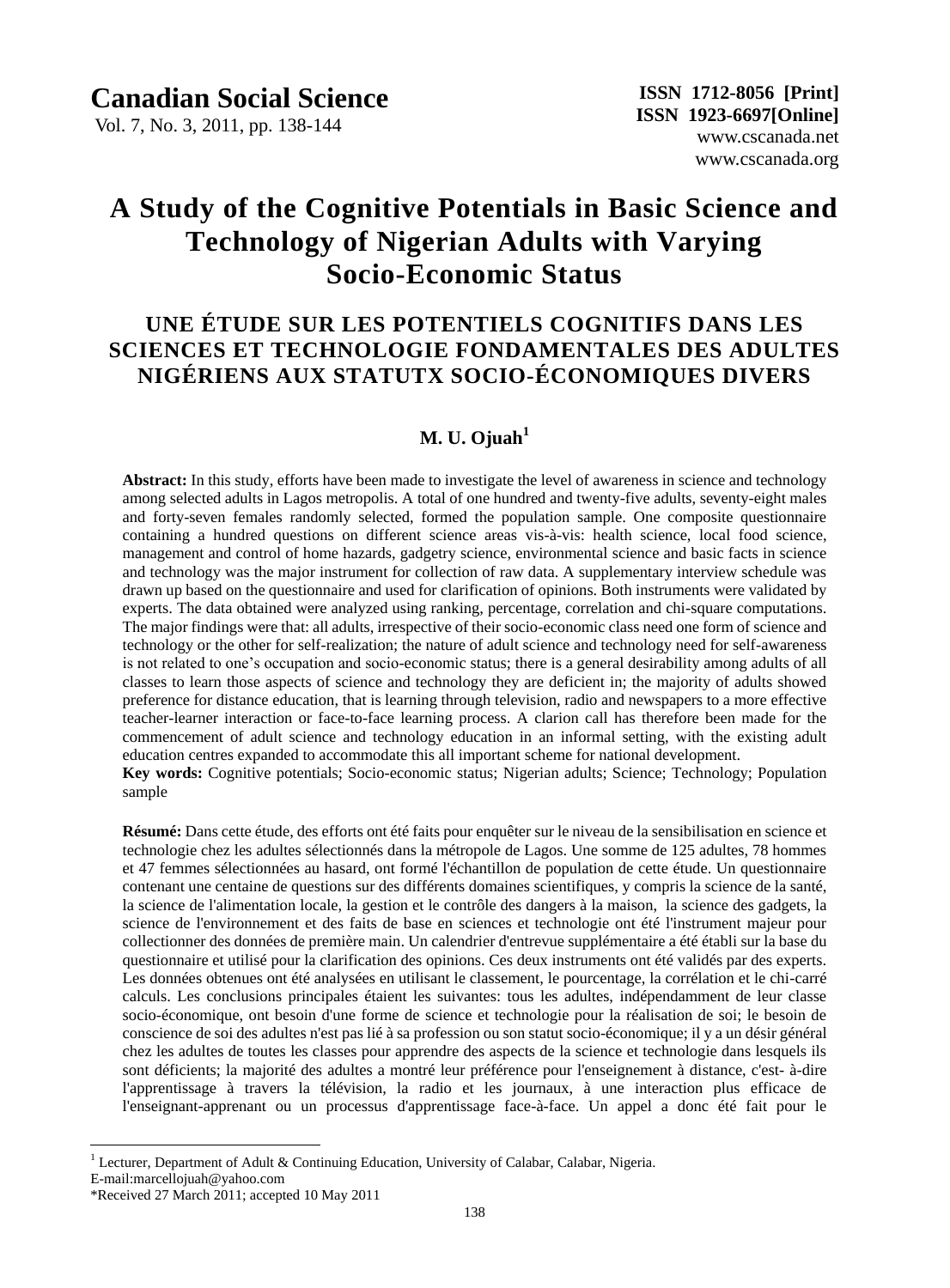# A Study of the Cognitive Potentials in Basic Science and Technology of Nigerian Adults with Varying Socio-Economic Status

## UNE ÉTUDE SUR LES POTENTIELS COGNITIFS DANS LES SCIENCES ET TECHNOLOGIE FONDAMENTALES DES ADULTES NIGÉRIENS AUX STATUTX SOCIO-ÉCONOMIQUES DIVERS

**M. U. Ojuah**[1]

**Abstract:** In this study, efforts have been made to investigate the level of awareness in science and technology among selected adults in Lagos metropolis. A total of one hundred and twenty-five adults, seventy-eight males and forty-seven females randomly selected, formed the population sample. One composite questionnaire containing a hundred questions on different science areas vis-à-vis: health science, local food science, management and control of home hazards, gadgetry science, environmental science and basic facts in science and technology was the major instrument for collection of raw data. A supplementary interview schedule was drawn up based on the questionnaire and used for clarification of opinions. Both instruments were validated by experts. The data obtained were analyzed using ranking, percentage, correlation and chi-square computations. The major findings were that: all adults, irrespective of their socio-economic class need one form of science and technology or the other for self-realization; the nature of adult science and technology need for self-awareness is not related to one's occupation and socio-economic status; there is a general desirability among adults of all classes to learn those aspects of science and technology they are deficient in; the majority of adults showed preference for distance education, that is learning through television, radio and newspapers to a more effective teacher-learner interaction or face-to-face learning process. A clarion call has therefore been made for the commencement of adult science and technology education in an informal setting, with the existing adult education centres expanded to accommodate this all important scheme for national development.

**Key words:** Cognitive potentials; Socio-economic status; Nigerian adults; Science; Technology; Population sample

**Résumé:** Dans cette étude, des efforts ont été faits pour enquêter sur le niveau de la sensibilisation en science et technologie chez les adultes sélectionnés dans la métropole de Lagos. Une somme de 125 adultes, 78 hommes et 47 femmes sélectionnées au hasard, ont formé l'échantillon de population de cette étude. Un questionnaire contenant une centaine de questions sur des différents domaines scientifiques, y compris la science de la santé, la science de l'alimentation locale, la gestion et le contrôle des dangers à la maison, la science des gadgets, la science de l'environnement et des faits de base en sciences et technologie ont été l'instrument majeur pour collectionner des données de première main. Un calendrier d'entrevue supplémentaire a été établi sur la base du questionnaire et utilisé pour la clarification des opinions. Ces deux instruments ont été validés par des experts. Les données obtenues ont été analysées en utilisant le classement, le pourcentage, la corrélation et le chi-carré calculs. Les conclusions principales étaient les suivantes: tous les adultes, indépendamment de leur classe socio-économique, ont besoin d'une forme de science et technologie pour la réalisation de soi; le besoin de conscience de soi des adultes n'est pas lié à sa profession ou son statut socio-économique; il y a un désir général chez les adultes de toutes les classes pour apprendre des aspects de la science et technologie dans lesquels ils sont déficients; la majorité des adultes a montré leur préférence pour l'enseignement à distance, c'est- à-dire l'apprentissage à travers la télévision, la radio et les journaux, à une interaction plus efficace de l'enseignant-apprenant ou un processus d'apprentissage face-à-face. Un appel a donc été fait pour le

---

[1] Lecturer, Department of Adult & Continuing Education, University of Calabar, Calabar, Nigeria.
E-mail:marcellojuah@yahoo.com

*Received 27 March 2011; accepted 10 May 2011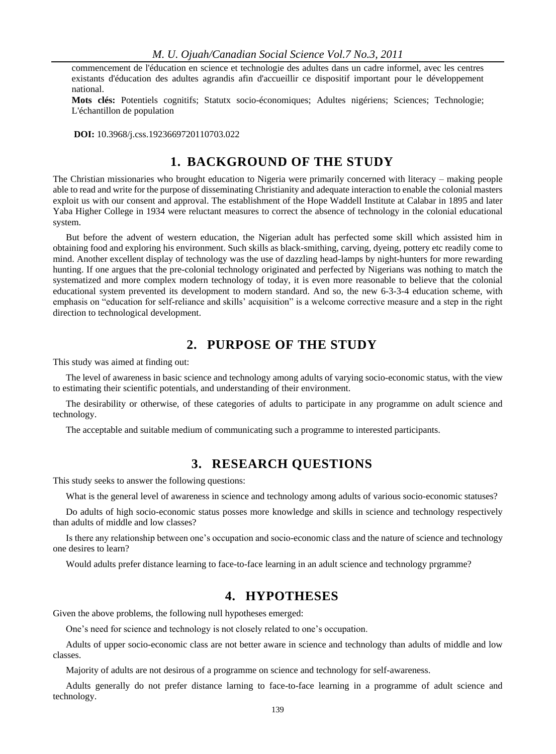commencement de l'éducation en science et technologie des adultes dans un cadre informel, avec les centres existants d'éducation des adultes agrandis afin d'accueillir ce dispositif important pour le développement national.

**Mots clés:** Potentiels cognitifs; Statutx socio-économiques; Adultes nigériens; Sciences; Technologie; L'échantillon de population

**DOI:** 10.3968/j.css.1923669720110703.022

## 1. BACKGROUND OF THE STUDY

The Christian missionaries who brought education to Nigeria were primarily concerned with literacy – making people able to read and write for the purpose of disseminating Christianity and adequate interaction to enable the colonial masters exploit us with our consent and approval. The establishment of the Hope Waddell Institute at Calabar in 1895 and later Yaba Higher College in 1934 were reluctant measures to correct the absence of technology in the colonial educational system.

But before the advent of western education, the Nigerian adult has perfected some skill which assisted him in obtaining food and exploring his environment. Such skills as black-smithing, carving, dyeing, pottery etc readily come to mind. Another excellent display of technology was the use of dazzling head-lamps by night-hunters for more rewarding hunting. If one argues that the pre-colonial technology originated and perfected by Nigerians was nothing to match the systematized and more complex modern technology of today, it is even more reasonable to believe that the colonial educational system prevented its development to modern standard. And so, the new 6-3-3-4 education scheme, with emphasis on "education for self-reliance and skills' acquisition" is a welcome corrective measure and a step in the right direction to technological development.

## 2. PURPOSE OF THE STUDY

This study was aimed at finding out:

The level of awareness in basic science and technology among adults of varying socio-economic status, with the view to estimating their scientific potentials, and understanding of their environment.

The desirability or otherwise, of these categories of adults to participate in any programme on adult science and technology.

The acceptable and suitable medium of communicating such a programme to interested participants.

## 3. RESEARCH QUESTIONS

This study seeks to answer the following questions:

What is the general level of awareness in science and technology among adults of various socio-economic statuses?

Do adults of high socio-economic status posses more knowledge and skills in science and technology respectively than adults of middle and low classes?

Is there any relationship between one's occupation and socio-economic class and the nature of science and technology one desires to learn?

Would adults prefer distance learning to face-to-face learning in an adult science and technology prgramme?

## 4. HYPOTHESES

Given the above problems, the following null hypotheses emerged:

One's need for science and technology is not closely related to one's occupation.

Adults of upper socio-economic class are not better aware in science and technology than adults of middle and low classes.

Majority of adults are not desirous of a programme on science and technology for self-awareness.

Adults generally do not prefer distance larning to face-to-face learning in a programme of adult science and technology.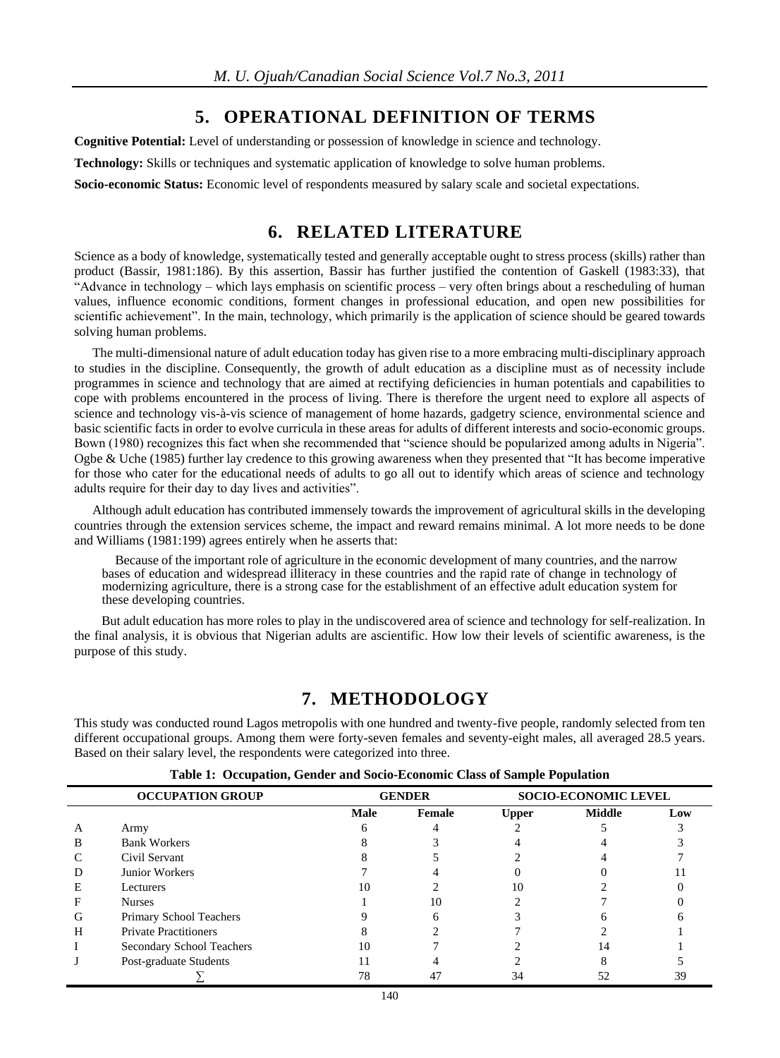## 5. OPERATIONAL DEFINITION OF TERMS

**Cognitive Potential:** Level of understanding or possession of knowledge in science and technology.

**Technology:** Skills or techniques and systematic application of knowledge to solve human problems.

**Socio-economic Status:** Economic level of respondents measured by salary scale and societal expectations.

## 6. RELATED LITERATURE

Science as a body of knowledge, systematically tested and generally acceptable ought to stress process (skills) rather than product (Bassir, 1981:186). By this assertion, Bassir has further justified the contention of Gaskell (1983:33), that "Advance in technology – which lays emphasis on scientific process – very often brings about a rescheduling of human values, influence economic conditions, forment changes in professional education, and open new possibilities for scientific achievement". In the main, technology, which primarily is the application of science should be geared towards solving human problems.

The multi-dimensional nature of adult education today has given rise to a more embracing multi-disciplinary approach to studies in the discipline. Consequently, the growth of adult education as a discipline must as of necessity include programmes in science and technology that are aimed at rectifying deficiencies in human potentials and capabilities to cope with problems encountered in the process of living. There is therefore the urgent need to explore all aspects of science and technology vis-à-vis science of management of home hazards, gadgetry science, environmental science and basic scientific facts in order to evolve curricula in these areas for adults of different interests and socio-economic groups. Bown (1980) recognizes this fact when she recommended that "science should be popularized among adults in Nigeria". Ogbe & Uche (1985) further lay credence to this growing awareness when they presented that "It has become imperative for those who cater for the educational needs of adults to go all out to identify which areas of science and technology adults require for their day to day lives and activities".

Although adult education has contributed immensely towards the improvement of agricultural skills in the developing countries through the extension services scheme, the impact and reward remains minimal. A lot more needs to be done and Williams (1981:199) agrees entirely when he asserts that:

> Because of the important role of agriculture in the economic development of many countries, and the narrow bases of education and widespread illiteracy in these countries and the rapid rate of change in technology of modernizing agriculture, there is a strong case for the establishment of an effective adult education system for these developing countries.

But adult education has more roles to play in the undiscovered area of science and technology for self-realization. In the final analysis, it is obvious that Nigerian adults are ascientific. How low their levels of scientific awareness, is the purpose of this study.

## 7. METHODOLOGY

This study was conducted round Lagos metropolis with one hundred and twenty-five people, randomly selected from ten different occupational groups. Among them were forty-seven females and seventy-eight males, all averaged 28.5 years. Based on their salary level, the respondents were categorized into three.

**Table 1: Occupation, Gender and Socio-Economic Class of Sample Population**

| | OCCUPATION GROUP | GENDER | | SOCIO-ECONOMIC LEVEL | | |
|---|---|---|---|---|---|---|
| | | Male | Female | Upper | Middle | Low |
| A | Army | 6 | 4 | 2 | 5 | 3 |
| B | Bank Workers | 8 | 3 | 4 | 4 | 3 |
| C | Civil Servant | 8 | 5 | 2 | 4 | 7 |
| D | Junior Workers | 7 | 4 | 0 | 0 | 11 |
| E | Lecturers | 10 | 2 | 10 | 2 | 0 |
| F | Nurses | 1 | 10 | 2 | 7 | 0 |
| G | Primary School Teachers | 9 | 6 | 3 | 6 | 6 |
| H | Private Practitioners | 8 | 2 | 7 | 2 | 1 |
| I | Secondary School Teachers | 10 | 7 | 2 | 14 | 1 |
| J | Post-graduate Students | 11 | 4 | 2 | 8 | 5 |
| | ∑ | 78 | 47 | 34 | 52 | 39 |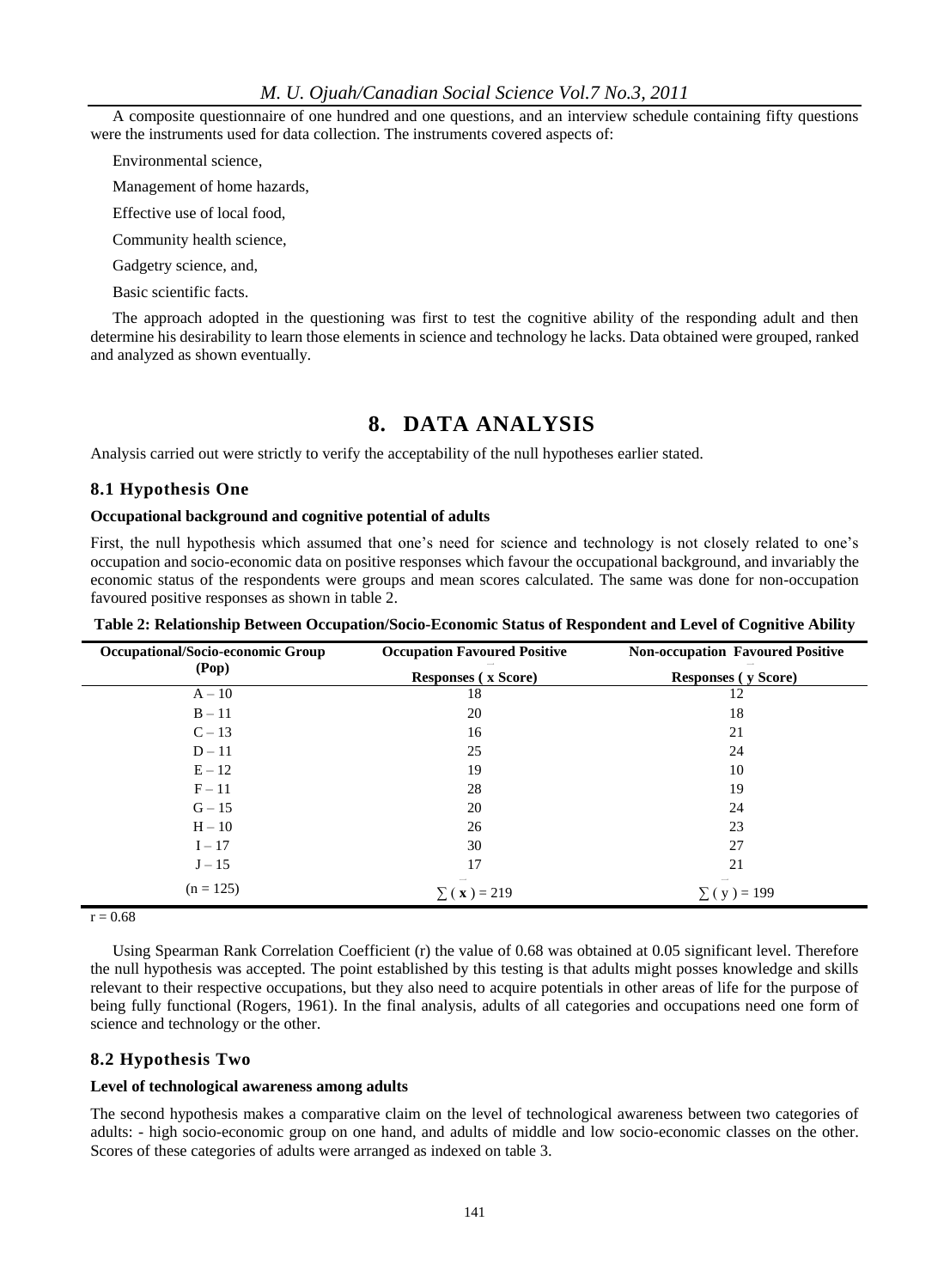A composite questionnaire of one hundred and one questions, and an interview schedule containing fifty questions were the instruments used for data collection. The instruments covered aspects of:

Environmental science,

Management of home hazards,

Effective use of local food,

Community health science,

Gadgetry science, and,

Basic scientific facts.

The approach adopted in the questioning was first to test the cognitive ability of the responding adult and then determine his desirability to learn those elements in science and technology he lacks. Data obtained were grouped, ranked and analyzed as shown eventually.

# 8. DATA ANALYSIS

Analysis carried out were strictly to verify the acceptability of the null hypotheses earlier stated.

### 8.1 Hypothesis One

**Occupational background and cognitive potential of adults**

First, the null hypothesis which assumed that one's need for science and technology is not closely related to one's occupation and socio-economic data on positive responses which favour the occupational background, and invariably the economic status of the respondents were groups and mean scores calculated. The same was done for non-occupation favoured positive responses as shown in table 2.

**Table 2: Relationship Between Occupation/Socio-Economic Status of Respondent and Level of Cognitive Ability**

| Occupational/Socio-economic Group (Pop) | Occupation Favoured Positive Responses ( $\bar{x}$ Score) | Non-occupation Favoured Positive Responses ( $\bar{y}$ Score) |
|---|---|---|
| A – 10 | 18 | 12 |
| B – 11 | 20 | 18 |
| C – 13 | 16 | 21 |
| D – 11 | 25 | 24 |
| E – 12 | 19 | 10 |
| F – 11 | 28 | 19 |
| G – 15 | 20 | 24 |
| H – 10 | 26 | 23 |
| I – 17 | 30 | 27 |
| J – 15 | 17 | 21 |
| (n = 125) | $\sum ( \bar{x} ) = 219$ | $\sum ( \bar{y} ) = 199$ |

$r = 0.68$

Using Spearman Rank Correlation Coefficient (r) the value of 0.68 was obtained at 0.05 significant level. Therefore the null hypothesis was accepted. The point established by this testing is that adults might posses knowledge and skills relevant to their respective occupations, but they also need to acquire potentials in other areas of life for the purpose of being fully functional (Rogers, 1961). In the final analysis, adults of all categories and occupations need one form of science and technology or the other.

### 8.2 Hypothesis Two

**Level of technological awareness among adults**

The second hypothesis makes a comparative claim on the level of technological awareness between two categories of adults: - high socio-economic group on one hand, and adults of middle and low socio-economic classes on the other. Scores of these categories of adults were arranged as indexed on table 3.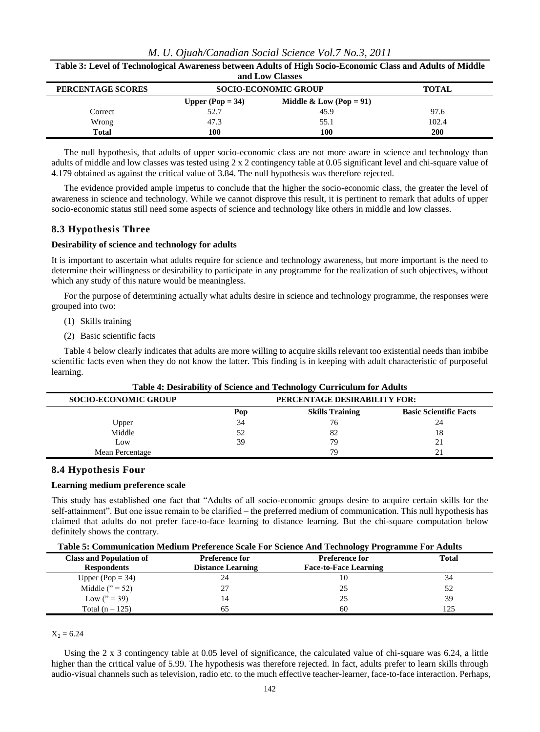**Table 3: Level of Technological Awareness between Adults of High Socio-Economic Class and Adults of Middle and Low Classes**

| PERCENTAGE SCORES | SOCIO-ECONOMIC GROUP | | TOTAL |
|---|---|---|---|
| | Upper (Pop = 34) | Middle & Low (Pop = 91) | |
| Correct | 52.7 | 45.9 | 97.6 |
| Wrong | 47.3 | 55.1 | 102.4 |
| **Total** | **100** | **100** | **200** |

The null hypothesis, that adults of upper socio-economic class are not more aware in science and technology than adults of middle and low classes was tested using 2 x 2 contingency table at 0.05 significant level and chi-square value of 4.179 obtained as against the critical value of 3.84. The null hypothesis was therefore rejected.

The evidence provided ample impetus to conclude that the higher the socio-economic class, the greater the level of awareness in science and technology. While we cannot disprove this result, it is pertinent to remark that adults of upper socio-economic status still need some aspects of science and technology like others in middle and low classes.

### 8.3 Hypothesis Three

**Desirability of science and technology for adults**

It is important to ascertain what adults require for science and technology awareness, but more important is the need to determine their willingness or desirability to participate in any programme for the realization of such objectives, without which any study of this nature would be meaningless.

For the purpose of determining actually what adults desire in science and technology programme, the responses were grouped into two:

(1) Skills training

(2) Basic scientific facts

Table 4 below clearly indicates that adults are more willing to acquire skills relevant too existential needs than imbibe scientific facts even when they do not know the latter. This finding is in keeping with adult characteristic of purposeful learning.

**Table 4: Desirability of Science and Technology Curriculum for Adults**

| SOCIO-ECONOMIC GROUP | PERCENTAGE DESIRABILITY FOR: | | |
|---|---|---|---|
| | Pop | Skills Training | Basic Scientific Facts |
| Upper | 34 | 76 | 24 |
| Middle | 52 | 82 | 18 |
| Low | 39 | 79 | 21 |
| Mean Percentage | | 79 | 21 |

### 8.4 Hypothesis Four

**Learning medium preference scale**

This study has established one fact that "Adults of all socio-economic groups desire to acquire certain skills for the self-attainment". But one issue remain to be clarified – the preferred medium of communication. This null hypothesis has claimed that adults do not prefer face-to-face learning to distance learning. But the chi-square computation below definitely shows the contrary.

**Table 5: Communication Medium Preference Scale For Science And Technology Programme For Adults**

| Class and Population of Respondents | Preference for Distance Learning | Preference for Face-to-Face Learning | Total |
|---|---|---|---|
| Upper (Pop = 34) | 24 | 10 | 34 |
| Middle (" = 52) | 27 | 25 | 52 |
| Low (" = 39) | 14 | 25 | 39 |
| Total (n – 125) | 65 | 60 | 125 |

$X_2 = 6.24$

Using the 2 x 3 contingency table at 0.05 level of significance, the calculated value of chi-square was 6.24, a little higher than the critical value of 5.99. The hypothesis was therefore rejected. In fact, adults prefer to learn skills through audio-visual channels such as television, radio etc. to the much effective teacher-learner, face-to-face interaction. Perhaps,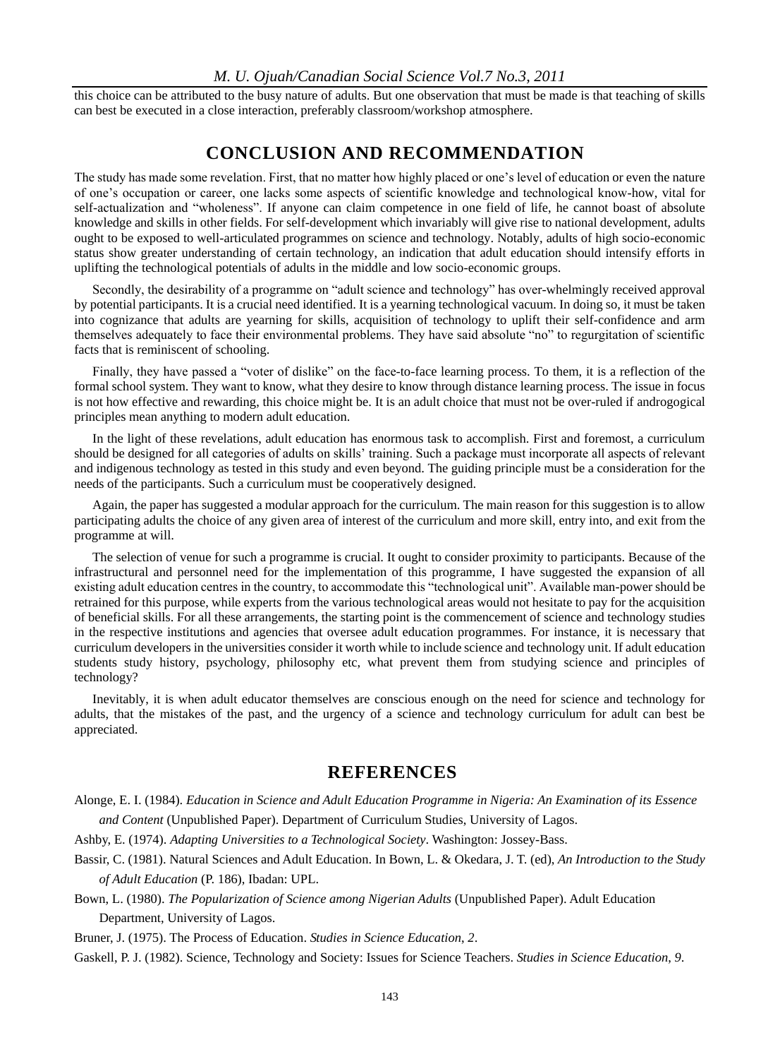this choice can be attributed to the busy nature of adults. But one observation that must be made is that teaching of skills can best be executed in a close interaction, preferably classroom/workshop atmosphere.

## CONCLUSION AND RECOMMENDATION

The study has made some revelation. First, that no matter how highly placed or one's level of education or even the nature of one's occupation or career, one lacks some aspects of scientific knowledge and technological know-how, vital for self-actualization and "wholeness". If anyone can claim competence in one field of life, he cannot boast of absolute knowledge and skills in other fields. For self-development which invariably will give rise to national development, adults ought to be exposed to well-articulated programmes on science and technology. Notably, adults of high socio-economic status show greater understanding of certain technology, an indication that adult education should intensify efforts in uplifting the technological potentials of adults in the middle and low socio-economic groups.

Secondly, the desirability of a programme on "adult science and technology" has over-whelmingly received approval by potential participants. It is a crucial need identified. It is a yearning technological vacuum. In doing so, it must be taken into cognizance that adults are yearning for skills, acquisition of technology to uplift their self-confidence and arm themselves adequately to face their environmental problems. They have said absolute "no" to regurgitation of scientific facts that is reminiscent of schooling.

Finally, they have passed a "voter of dislike" on the face-to-face learning process. To them, it is a reflection of the formal school system. They want to know, what they desire to know through distance learning process. The issue in focus is not how effective and rewarding, this choice might be. It is an adult choice that must not be over-ruled if androgogical principles mean anything to modern adult education.

In the light of these revelations, adult education has enormous task to accomplish. First and foremost, a curriculum should be designed for all categories of adults on skills' training. Such a package must incorporate all aspects of relevant and indigenous technology as tested in this study and even beyond. The guiding principle must be a consideration for the needs of the participants. Such a curriculum must be cooperatively designed.

Again, the paper has suggested a modular approach for the curriculum. The main reason for this suggestion is to allow participating adults the choice of any given area of interest of the curriculum and more skill, entry into, and exit from the programme at will.

The selection of venue for such a programme is crucial. It ought to consider proximity to participants. Because of the infrastructural and personnel need for the implementation of this programme, I have suggested the expansion of all existing adult education centres in the country, to accommodate this "technological unit". Available man-power should be retrained for this purpose, while experts from the various technological areas would not hesitate to pay for the acquisition of beneficial skills. For all these arrangements, the starting point is the commencement of science and technology studies in the respective institutions and agencies that oversee adult education programmes. For instance, it is necessary that curriculum developers in the universities consider it worth while to include science and technology unit. If adult education students study history, psychology, philosophy etc, what prevent them from studying science and principles of technology?

Inevitably, it is when adult educator themselves are conscious enough on the need for science and technology for adults, that the mistakes of the past, and the urgency of a science and technology curriculum for adult can best be appreciated.

## REFERENCES

Alonge, E. I. (1984). *Education in Science and Adult Education Programme in Nigeria: An Examination of its Essence and Content* (Unpublished Paper). Department of Curriculum Studies, University of Lagos.

Ashby, E. (1974). *Adapting Universities to a Technological Society*. Washington: Jossey-Bass.

Bassir, C. (1981). Natural Sciences and Adult Education. In Bown, L. & Okedara, J. T. (ed), *An Introduction to the Study of Adult Education* (P. 186), Ibadan: UPL.

Bown, L. (1980). *The Popularization of Science among Nigerian Adults* (Unpublished Paper). Adult Education Department, University of Lagos.

Bruner, J. (1975). The Process of Education. *Studies in Science Education*, *2*.

Gaskell, P. J. (1982). Science, Technology and Society: Issues for Science Teachers. *Studies in Science Education*, *9*.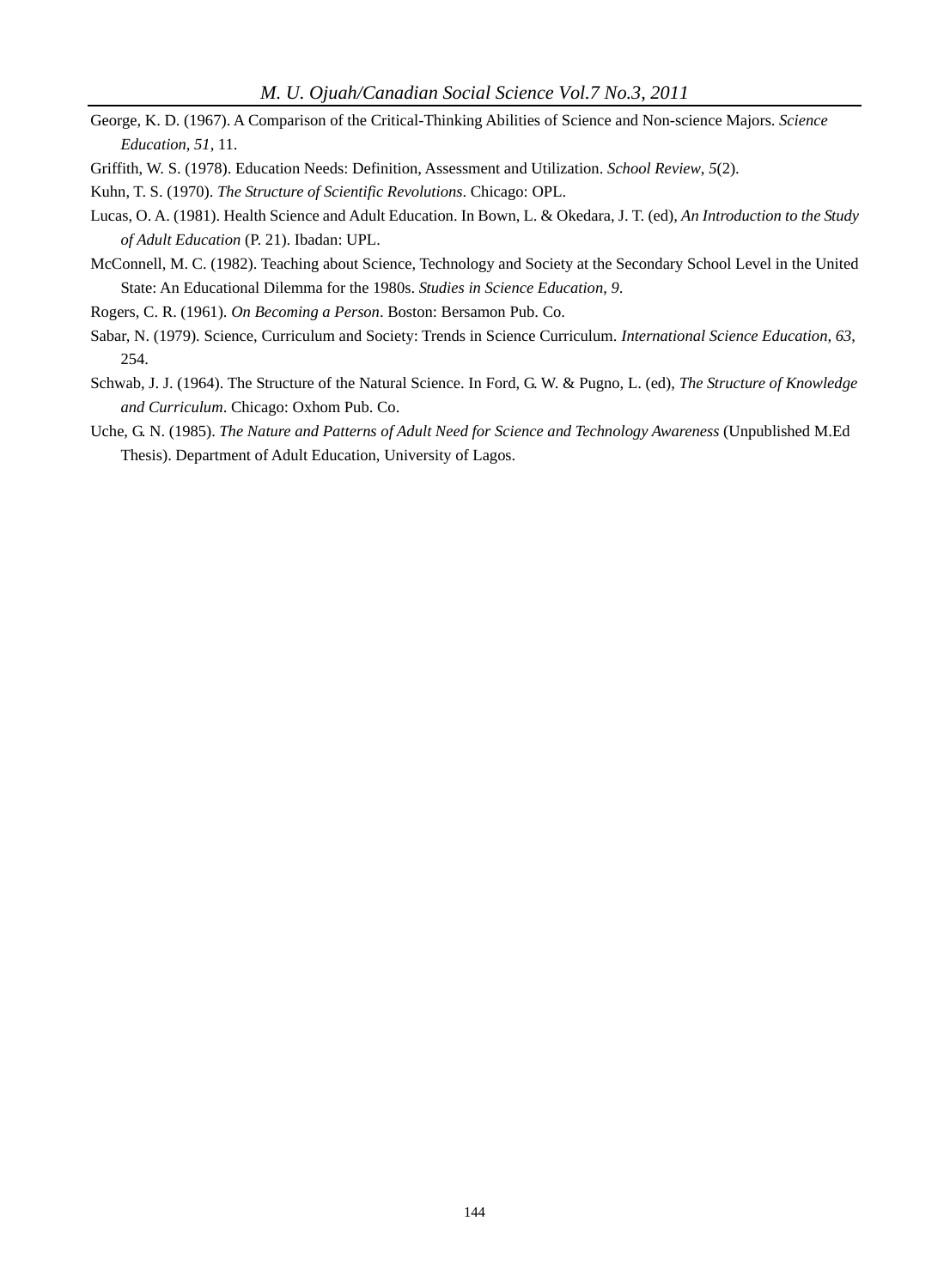George, K. D. (1967). A Comparison of the Critical-Thinking Abilities of Science and Non-science Majors. *Science Education*, *51*, 11.

Griffith, W. S. (1978). Education Needs: Definition, Assessment and Utilization. *School Review*, *5*(2).

Kuhn, T. S. (1970). *The Structure of Scientific Revolutions*. Chicago: OPL.

Lucas, O. A. (1981). Health Science and Adult Education. In Bown, L. & Okedara, J. T. (ed), *An Introduction to the Study of Adult Education* (P. 21). Ibadan: UPL.

McConnell, M. C. (1982). Teaching about Science, Technology and Society at the Secondary School Level in the United State: An Educational Dilemma for the 1980s. *Studies in Science Education*, *9*.

Rogers, C. R. (1961). *On Becoming a Person*. Boston: Bersamon Pub. Co.

Sabar, N. (1979). Science, Curriculum and Society: Trends in Science Curriculum. *International Science Education*, *63*, 254.

Schwab, J. J. (1964). The Structure of the Natural Science. In Ford, G. W. & Pugno, L. (ed), *The Structure of Knowledge and Curriculum*. Chicago: Oxhom Pub. Co.

Uche, G. N. (1985). *The Nature and Patterns of Adult Need for Science and Technology Awareness* (Unpublished M.Ed Thesis). Department of Adult Education, University of Lagos.